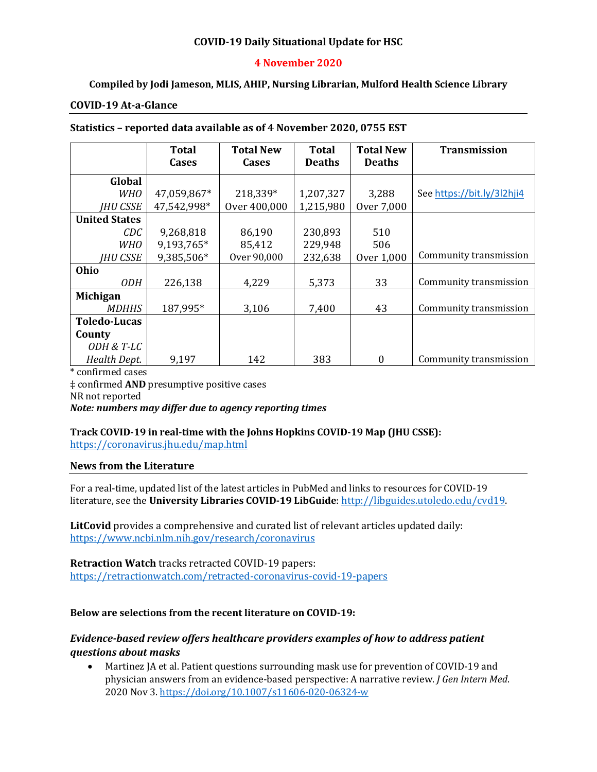**COVID-19 Daily Situational Update for HSC**

**4 November 2020**

**Compiled by Jodi Jameson, MLIS, AHIP, Nursing Librarian, Mulford Health Science Library**

## COVID-19 At-a-Glance

**Statistics – reported data available as of 4 November 2020, 0755 EST**

| | Total Cases | Total New Cases | Total Deaths | Total New Deaths | Transmission |
|---|---|---|---|---|---|
| **Global** | | | | | |
| *WHO* | 47,059,867* | 218,339* | 1,207,327 | 3,288 | See https://bit.ly/3l2hji4 |
| *JHU CSSE* | 47,542,998* | Over 400,000 | 1,215,980 | Over 7,000 | |
| **United States** | | | | | |
| *CDC* | 9,268,818 | 86,190 | 230,893 | 510 | |
| *WHO* | 9,193,765* | 85,412 | 229,948 | 506 | |
| *JHU CSSE* | 9,385,506* | Over 90,000 | 232,638 | Over 1,000 | Community transmission |
| **Ohio** | | | | | |
| *ODH* | 226,138 | 4,229 | 5,373 | 33 | Community transmission |
| **Michigan** | | | | | |
| *MDHHS* | 187,995* | 3,106 | 7,400 | 43 | Community transmission |
| **Toledo-Lucas County** | | | | | |
| *ODH & T-LC Health Dept.* | 9,197 | 142 | 383 | 0 | Community transmission |

\* confirmed cases
‡ confirmed **AND** presumptive positive cases
NR not reported
***Note: numbers may differ due to agency reporting times***

**Track COVID-19 in real-time with the Johns Hopkins COVID-19 Map (JHU CSSE):**
https://coronavirus.jhu.edu/map.html

## News from the Literature

For a real-time, updated list of the latest articles in PubMed and links to resources for COVID-19 literature, see the **University Libraries COVID-19 LibGuide**: http://libguides.utoledo.edu/cvd19.

**LitCovid** provides a comprehensive and curated list of relevant articles updated daily:
https://www.ncbi.nlm.nih.gov/research/coronavirus

**Retraction Watch** tracks retracted COVID-19 papers:
https://retractionwatch.com/retracted-coronavirus-covid-19-papers

**Below are selections from the recent literature on COVID-19:**

### *Evidence-based review offers healthcare providers examples of how to address patient questions about masks*

- Martinez JA et al. Patient questions surrounding mask use for prevention of COVID-19 and physician answers from an evidence-based perspective: A narrative review. *J Gen Intern Med*. 2020 Nov 3. https://doi.org/10.1007/s11606-020-06324-w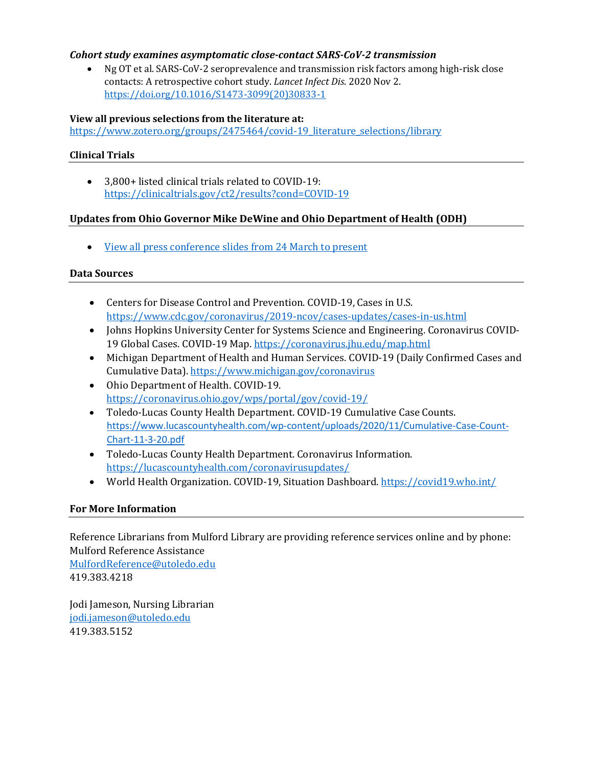***Cohort study examines asymptomatic close-contact SARS-CoV-2 transmission***

- Ng OT et al. SARS-CoV-2 seroprevalence and transmission risk factors among high-risk close contacts: A retrospective cohort study. *Lancet Infect Dis*. 2020 Nov 2. https://doi.org/10.1016/S1473-3099(20)30833-1

**View all previous selections from the literature at:**
https://www.zotero.org/groups/2475464/covid-19_literature_selections/library

## Clinical Trials

- 3,800+ listed clinical trials related to COVID-19: https://clinicaltrials.gov/ct2/results?cond=COVID-19

## Updates from Ohio Governor Mike DeWine and Ohio Department of Health (ODH)

- View all press conference slides from 24 March to present

## Data Sources

- Centers for Disease Control and Prevention. COVID-19, Cases in U.S. https://www.cdc.gov/coronavirus/2019-ncov/cases-updates/cases-in-us.html
- Johns Hopkins University Center for Systems Science and Engineering. Coronavirus COVID-19 Global Cases. COVID-19 Map. https://coronavirus.jhu.edu/map.html
- Michigan Department of Health and Human Services. COVID-19 (Daily Confirmed Cases and Cumulative Data). https://www.michigan.gov/coronavirus
- Ohio Department of Health. COVID-19. https://coronavirus.ohio.gov/wps/portal/gov/covid-19/
- Toledo-Lucas County Health Department. COVID-19 Cumulative Case Counts. https://www.lucascountyhealth.com/wp-content/uploads/2020/11/Cumulative-Case-Count-Chart-11-3-20.pdf
- Toledo-Lucas County Health Department. Coronavirus Information. https://lucascountyhealth.com/coronavirusupdates/
- World Health Organization. COVID-19, Situation Dashboard. https://covid19.who.int/

## For More Information

Reference Librarians from Mulford Library are providing reference services online and by phone:
Mulford Reference Assistance
MulfordReference@utoledo.edu
419.383.4218

Jodi Jameson, Nursing Librarian
jodi.jameson@utoledo.edu
419.383.5152